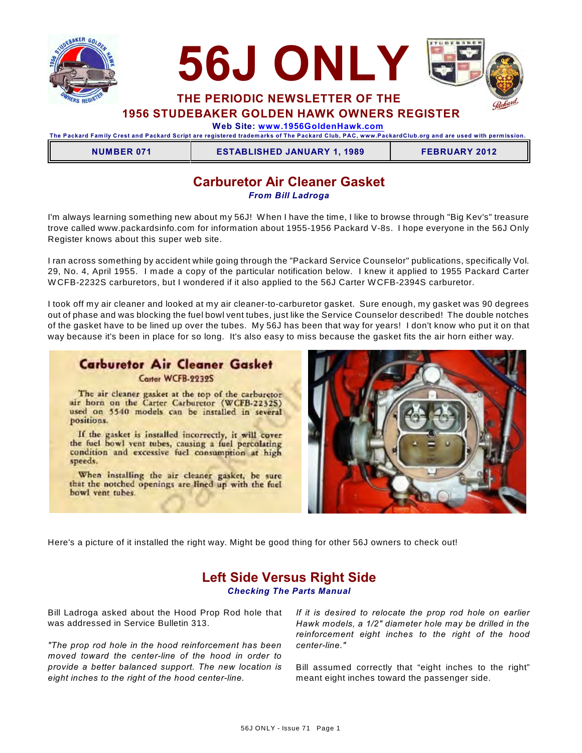# 56J ONLY

## THE PERIODIC NEWSLETTER OF THE 1956 STUDEBAKER GOLDEN HAWK OWNERS REGISTER

**Web Site: www.1956GoldenHawk.com**

The Packard Family Crest and Packard Script are registered trademarks of The Packard Club, PAC, www.PackardClub.org and are used with permission.

| NUMBER 071 | ESTABLISHED JANUARY 1, 1989 | FEBRUARY 2012 |
|---|---|---|

## Carburetor Air Cleaner Gasket

***From Bill Ladroga***

I'm always learning something new about my 56J! When I have the time, I like to browse through "Big Kev's" treasure trove called www.packardsinfo.com for information about 1955-1956 Packard V-8s. I hope everyone in the 56J Only Register knows about this super web site.

I ran across something by accident while going through the "Packard Service Counselor" publications, specifically Vol. 29, No. 4, April 1955. I made a copy of the particular notification below. I knew it applied to 1955 Packard Carter WCFB-2232S carburetors, but I wondered if it also applied to the 56J Carter WCFB-2394S carburetor.

I took off my air cleaner and looked at my air cleaner-to-carburetor gasket. Sure enough, my gasket was 90 degrees out of phase and was blocking the fuel bowl vent tubes, just like the Service Counselor described! The double notches of the gasket have to be lined up over the tubes. My 56J has been that way for years! I don't know who put it on that way because it's been in place for so long. It's also easy to miss because the gasket fits the air horn either way.

**Carburetor Air Cleaner Gasket**

Carter WCFB-2232S

The air cleaner gasket at the top of the carburetor air horn on the Carter Carburetor (WCFB-2232S) used on 5540 models can be installed in several positions.

If the gasket is installed incorrectly, it will cover the fuel bowl vent tubes, causing a fuel percolating condition and excessive fuel consumption at high speeds.

When installing the air cleaner gasket, be sure that the notched openings are lined up with the fuel bowl vent tubes.

Here's a picture of it installed the right way. Might be good thing for other 56J owners to check out!

## Left Side Versus Right Side

***Checking The Parts Manual***

Bill Ladroga asked about the Hood Prop Rod hole that was addressed in Service Bulletin 313.

*"The prop rod hole in the hood reinforcement has been moved toward the center-line of the hood in order to provide a better balanced support. The new location is eight inches to the right of the hood center-line.*

*If it is desired to relocate the prop rod hole on earlier Hawk models, a 1/2" diameter hole may be drilled in the reinforcement eight inches to the right of the hood center-line."*

Bill assumed correctly that "eight inches to the right" meant eight inches toward the passenger side.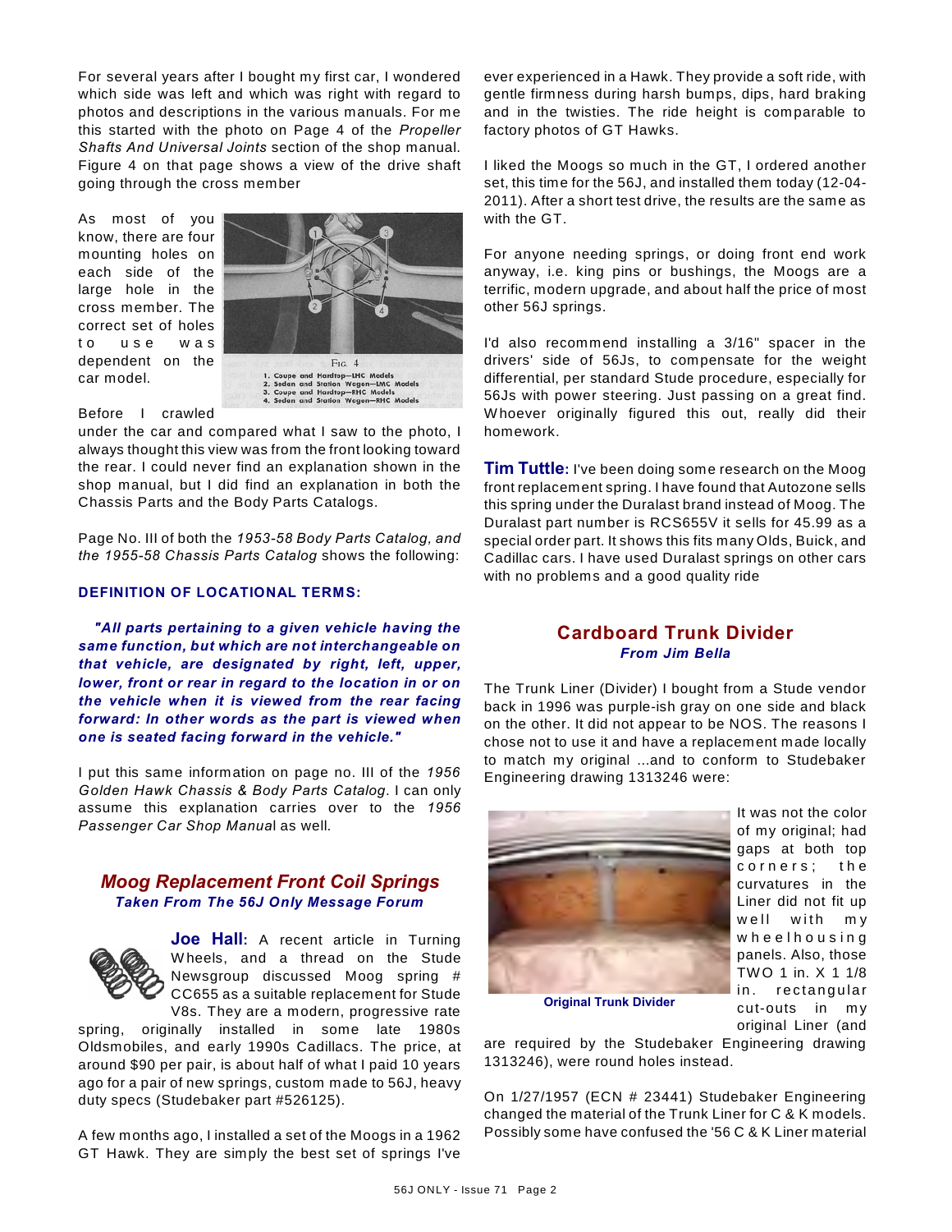For several years after I bought my first car, I wondered which side was left and which was right with regard to photos and descriptions in the various manuals. For me this started with the photo on Page 4 of the *Propeller Shafts And Universal Joints* section of the shop manual. Figure 4 on that page shows a view of the drive shaft going through the cross member

As most of you know, there are four mounting holes on each side of the large hole in the cross member. The correct set of holes to use was dependent on the car model.

FIG. 4
1. Coupe and Hardtop—LHC Models
2. Sedan and Station Wagon—LMC Models
3. Coupe and Hardtop—RHC Models
4. Sedan and Station Wagon—RHC Models

Before I crawled under the car and compared what I saw to the photo, I always thought this view was from the front looking toward the rear. I could never find an explanation shown in the shop manual, but I did find an explanation in both the Chassis Parts and the Body Parts Catalogs.

Page No. III of both the *1953-58 Body Parts Catalog, and the 1955-58 Chassis Parts Catalog* shows the following:

**DEFINITION OF LOCATIONAL TERMS:**

***"All parts pertaining to a given vehicle having the same function, but which are not interchangeable on that vehicle, are designated by right, left, upper, lower, front or rear in regard to the location in or on the vehicle when it is viewed from the rear facing forward: In other words as the part is viewed when one is seated facing forward in the vehicle."***

I put this same information on page no. III of the *1956 Golden Hawk Chassis & Body Parts Catalog*. I can only assume this explanation carries over to the *1956 Passenger Car Shop Manua*l as well.

## *Moog Replacement Front Coil Springs*

***Taken From The 56J Only Message Forum***

**Joe Hall:** A recent article in Turning Wheels, and a thread on the Stude Newsgroup discussed Moog spring # CC655 as a suitable replacement for Stude V8s. They are a modern, progressive rate spring, originally installed in some late 1980s Oldsmobiles, and early 1990s Cadillacs. The price, at around $90 per pair, is about half of what I paid 10 years ago for a pair of new springs, custom made to 56J, heavy duty specs (Studebaker part #526125).

A few months ago, I installed a set of the Moogs in a 1962 GT Hawk. They are simply the best set of springs I've ever experienced in a Hawk. They provide a soft ride, with gentle firmness during harsh bumps, dips, hard braking and in the twisties. The ride height is comparable to factory photos of GT Hawks.

I liked the Moogs so much in the GT, I ordered another set, this time for the 56J, and installed them today (12-04-2011). After a short test drive, the results are the same as with the GT.

For anyone needing springs, or doing front end work anyway, i.e. king pins or bushings, the Moogs are a terrific, modern upgrade, and about half the price of most other 56J springs.

I'd also recommend installing a 3/16" spacer in the drivers' side of 56Js, to compensate for the weight differential, per standard Stude procedure, especially for 56Js with power steering. Just passing on a great find. Whoever originally figured this out, really did their homework.

**Tim Tuttle:** I've been doing some research on the Moog front replacement spring. I have found that Autozone sells this spring under the Duralast brand instead of Moog. The Duralast part number is RCS655V it sells for 45.99 as a special order part. It shows this fits many Olds, Buick, and Cadillac cars. I have used Duralast springs on other cars with no problems and a good quality ride

## Cardboard Trunk Divider

***From Jim Bella***

The Trunk Liner (Divider) I bought from a Stude vendor back in 1996 was purple-ish gray on one side and black on the other. It did not appear to be NOS. The reasons I chose not to use it and have a replacement made locally to match my original ...and to conform to Studebaker Engineering drawing 1313246 were:

**Original Trunk Divider**

It was not the color of my original; had gaps at both top corners; the curvatures in the Liner did not fit up well with my wheelhousing panels. Also, those TWO 1 in. X 1 1/8 in. rectangular cut-outs in my original Liner (and are required by the Studebaker Engineering drawing 1313246), were round holes instead.

On 1/27/1957 (ECN # 23441) Studebaker Engineering changed the material of the Trunk Liner for C & K models. Possibly some have confused the '56 C & K Liner material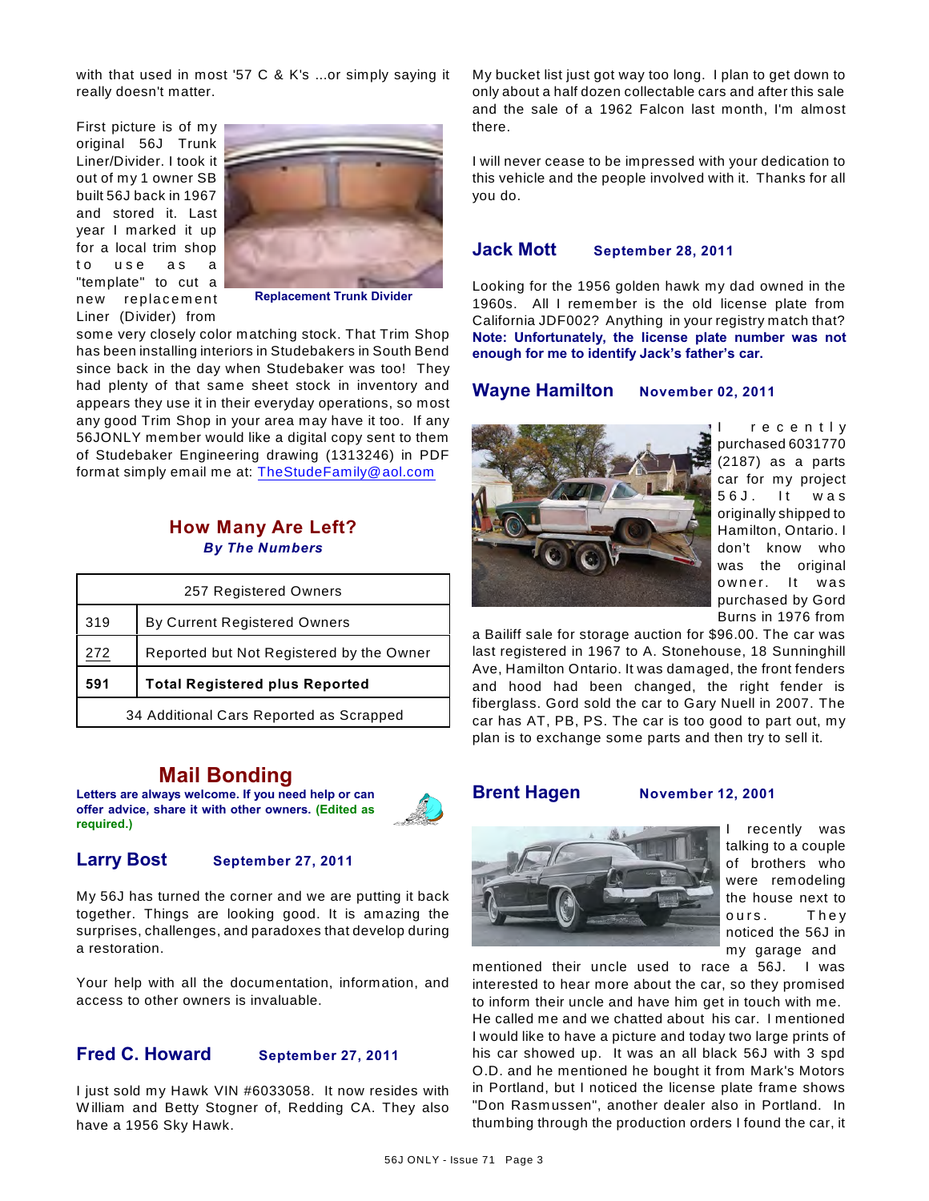with that used in most '57 C & K's ...or simply saying it really doesn't matter.

First picture is of my original 56J Trunk Liner/Divider. I took it out of my 1 owner SB built 56J back in 1967 and stored it. Last year I marked it up for a local trim shop to use as a "template" to cut a new replacement Liner (Divider) from some very closely color matching stock. That Trim Shop has been installing interiors in Studebakers in South Bend since back in the day when Studebaker was too! They had plenty of that same sheet stock in inventory and appears they use it in their everyday operations, so most any good Trim Shop in your area may have it too. If any 56JONLY member would like a digital copy sent to them of Studebaker Engineering drawing (1313246) in PDF format simply email me at: TheStudeFamily@aol.com

Replacement Trunk Divider

## How Many Are Left?

***By The Numbers***

| 257 Registered Owners | |
|---|---|
| 319 | By Current Registered Owners |
| 272 | Reported but Not Registered by the Owner |
| **591** | **Total Registered plus Reported** |
| 34 Additional Cars Reported as Scrapped | |

## Mail Bonding

**Letters are always welcome. If you need help or can offer advice, share it with other owners. (Edited as required.)**

### Larry Bost — September 27, 2011

My 56J has turned the corner and we are putting it back together. Things are looking good. It is amazing the surprises, challenges, and paradoxes that develop during a restoration.

Your help with all the documentation, information, and access to other owners is invaluable.

### Fred C. Howard — September 27, 2011

I just sold my Hawk VIN #6033058. It now resides with William and Betty Stogner of, Redding CA. They also have a 1956 Sky Hawk.

My bucket list just got way too long. I plan to get down to only about a half dozen collectable cars and after this sale and the sale of a 1962 Falcon last month, I'm almost there.

I will never cease to be impressed with your dedication to this vehicle and the people involved with it. Thanks for all you do.

### Jack Mott — September 28, 2011

Looking for the 1956 golden hawk my dad owned in the 1960s. All I remember is the old license plate from California JDF002? Anything in your registry match that?
**Note: Unfortunately, the license plate number was not enough for me to identify Jack's father's car.**

### Wayne Hamilton — November 02, 2011

I recently purchased 6031770 (2187) as a parts car for my project 56J. It was originally shipped to Hamilton, Ontario. I don't know who was the original owner. It was purchased by Gord Burns in 1976 from a Bailiff sale for storage auction for $96.00. The car was last registered in 1967 to A. Stonehouse, 18 Sunninghill Ave, Hamilton Ontario. It was damaged, the front fenders and hood had been changed, the right fender is fiberglass. Gord sold the car to Gary Nuell in 2007. The car has AT, PB, PS. The car is too good to part out, my plan is to exchange some parts and then try to sell it.

### Brent Hagen — November 12, 2001

I recently was talking to a couple of brothers who were remodeling the house next to ours. They noticed the 56J in my garage and mentioned their uncle used to race a 56J. I was interested to hear more about the car, so they promised to inform their uncle and have him get in touch with me. He called me and we chatted about his car. I mentioned I would like to have a picture and today two large prints of his car showed up. It was an all black 56J with 3 spd O.D. and he mentioned he bought it from Mark's Motors in Portland, but I noticed the license plate frame shows "Don Rasmussen", another dealer also in Portland. In thumbing through the production orders I found the car, it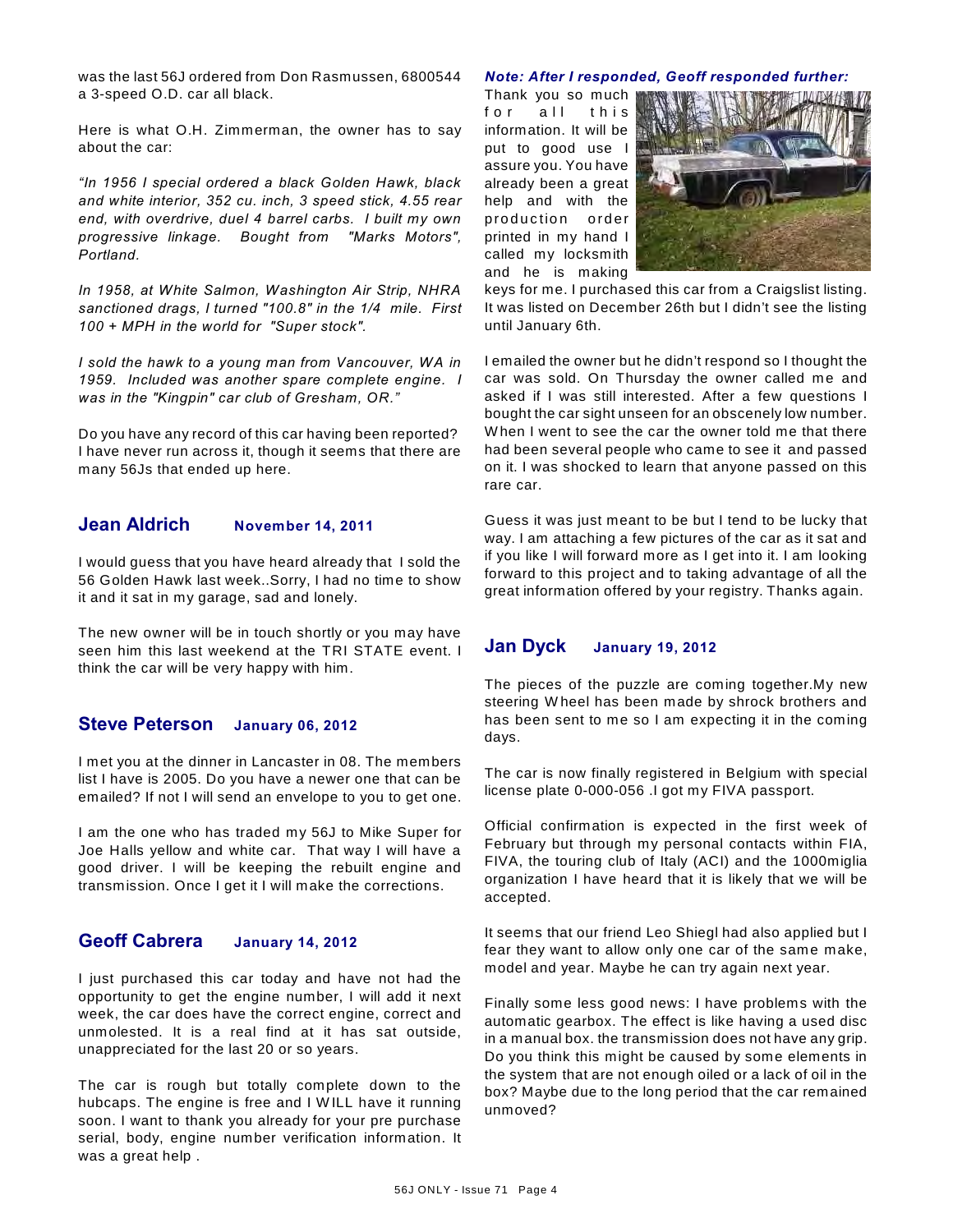was the last 56J ordered from Don Rasmussen, 6800544 a 3-speed O.D. car all black.

Here is what O.H. Zimmerman, the owner has to say about the car:

*"In 1956 I special ordered a black Golden Hawk, black and white interior, 352 cu. inch, 3 speed stick, 4.55 rear end, with overdrive, duel 4 barrel carbs. I built my own progressive linkage. Bought from "Marks Motors", Portland.*

*In 1958, at White Salmon, Washington Air Strip, NHRA sanctioned drags, I turned "100.8" in the 1/4 mile. First 100 + MPH in the world for "Super stock".*

*I sold the hawk to a young man from Vancouver, WA in 1959. Included was another spare complete engine. I was in the "Kingpin" car club of Gresham, OR."*

Do you have any record of this car having been reported? I have never run across it, though it seems that there are many 56Js that ended up here.

## Jean Aldrich **November 14, 2011**

I would guess that you have heard already that I sold the 56 Golden Hawk last week..Sorry, I had no time to show it and it sat in my garage, sad and lonely.

The new owner will be in touch shortly or you may have seen him this last weekend at the TRI STATE event. I think the car will be very happy with him.

## Steve Peterson **January 06, 2012**

I met you at the dinner in Lancaster in 08. The members list I have is 2005. Do you have a newer one that can be emailed? If not I will send an envelope to you to get one.

I am the one who has traded my 56J to Mike Super for Joe Halls yellow and white car. That way I will have a good driver. I will be keeping the rebuilt engine and transmission. Once I get it I will make the corrections.

## Geoff Cabrera **January 14, 2012**

I just purchased this car today and have not had the opportunity to get the engine number, I will add it next week, the car does have the correct engine, correct and unmolested. It is a real find at it has sat outside, unappreciated for the last 20 or so years.

The car is rough but totally complete down to the hubcaps. The engine is free and I WILL have it running soon. I want to thank you already for your pre purchase serial, body, engine number verification information. It was a great help .

***Note: After I responded, Geoff responded further:***

Thank you so much for all this information. It will be put to good use I assure you. You have already been a great help and with the production order printed in my hand I called my locksmith and he is making keys for me. I purchased this car from a Craigslist listing. It was listed on December 26th but I didn't see the listing until January 6th.

I emailed the owner but he didn't respond so I thought the car was sold. On Thursday the owner called me and asked if I was still interested. After a few questions I bought the car sight unseen for an obscenely low number. When I went to see the car the owner told me that there had been several people who came to see it and passed on it. I was shocked to learn that anyone passed on this rare car.

Guess it was just meant to be but I tend to be lucky that way. I am attaching a few pictures of the car as it sat and if you like I will forward more as I get into it. I am looking forward to this project and to taking advantage of all the great information offered by your registry. Thanks again.

## Jan Dyck **January 19, 2012**

The pieces of the puzzle are coming together.My new steering Wheel has been made by shrock brothers and has been sent to me so I am expecting it in the coming days.

The car is now finally registered in Belgium with special license plate 0-000-056 .I got my FIVA passport.

Official confirmation is expected in the first week of February but through my personal contacts within FIA, FIVA, the touring club of Italy (ACI) and the 1000miglia organization I have heard that it is likely that we will be accepted.

It seems that our friend Leo Shiegl had also applied but I fear they want to allow only one car of the same make, model and year. Maybe he can try again next year.

Finally some less good news: I have problems with the automatic gearbox. The effect is like having a used disc in a manual box. the transmission does not have any grip. Do you think this might be caused by some elements in the system that are not enough oiled or a lack of oil in the box? Maybe due to the long period that the car remained unmoved?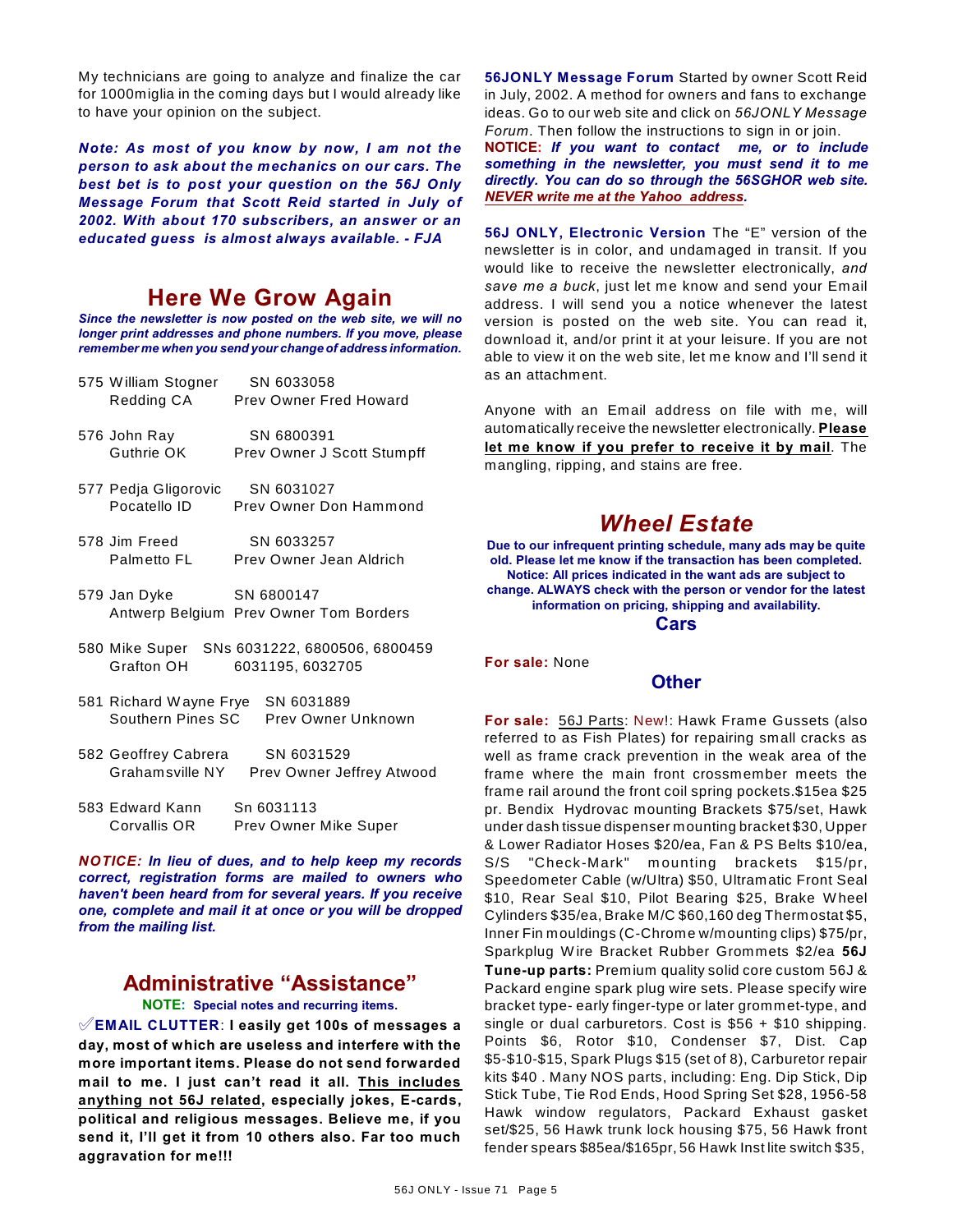My technicians are going to analyze and finalize the car for 1000miglia in the coming days but I would already like to have your opinion on the subject.

***Note: As most of you know by now, I am not the person to ask about the mechanics on our cars. The best bet is to post your question on the 56J Only Message Forum that Scott Reid started in July of 2002. With about 170 subscribers, an answer or an educated guess is almost always available. - FJA***

## Here We Grow Again

***Since the newsletter is now posted on the web site, we will no longer print addresses and phone numbers. If you move, please remember me when you send your change of address information.***

575 William Stogner — SN 6033058
Redding CA — Prev Owner Fred Howard

576 John Ray — SN 6800391
Guthrie OK — Prev Owner J Scott Stumpff

577 Pedja Gligorovic — SN 6031027
Pocatello ID — Prev Owner Don Hammond

578 Jim Freed — SN 6033257
Palmetto FL — Prev Owner Jean Aldrich

579 Jan Dyke — SN 6800147
Antwerp Belgium — Prev Owner Tom Borders

580 Mike Super — SNs 6031222, 6800506, 6800459
Grafton OH — 6031195, 6032705

581 Richard Wayne Frye — SN 6031889
Southern Pines SC — Prev Owner Unknown

582 Geoffrey Cabrera — SN 6031529
Grahamsville NY — Prev Owner Jeffrey Atwood

583 Edward Kann — Sn 6031113
Corvallis OR — Prev Owner Mike Super

***NOTICE: In lieu of dues, and to help keep my records correct, registration forms are mailed to owners who haven't been heard from for several years. If you receive one, complete and mail it at once or you will be dropped from the mailing list.***

## Administrative "Assistance"

**NOTE: Special notes and recurring items.**

✓**EMAIL CLUTTER**: **I easily get 100s of messages a day, most of which are useless and interfere with the more important items. Please do not send forwarded mail to me. I just can't read it all. This includes anything not 56J related, especially jokes, E-cards, political and religious messages. Believe me, if you send it, I'll get it from 10 others also. Far too much aggravation for me!!!**

**56JONLY Message Forum** Started by owner Scott Reid in July, 2002. A method for owners and fans to exchange ideas. Go to our web site and click on *56JONLY Message Forum*. Then follow the instructions to sign in or join.
**NOTICE:** ***If you want to contact me, or to include something in the newsletter, you must send it to me directly. You can do so through the 56SGHOR web site. NEVER write me at the Yahoo address.***

**56J ONLY, Electronic Version** The "E" version of the newsletter is in color, and undamaged in transit. If you would like to receive the newsletter electronically, *and save me a buck*, just let me know and send your Email address. I will send you a notice whenever the latest version is posted on the web site. You can read it, download it, and/or print it at your leisure. If you are not able to view it on the web site, let me know and I'll send it as an attachment.

Anyone with an Email address on file with me, will automatically receive the newsletter electronically. **Please let me know if you prefer to receive it by mail**. The mangling, ripping, and stains are free.

## *Wheel Estate*

**Due to our infrequent printing schedule, many ads may be quite old. Please let me know if the transaction has been completed. Notice: All prices indicated in the want ads are subject to change. ALWAYS check with the person or vendor for the latest information on pricing, shipping and availability.**

### Cars

**For sale:** None

### Other

**For sale:** 56J Parts: New!: Hawk Frame Gussets (also referred to as Fish Plates) for repairing small cracks as well as frame crack prevention in the weak area of the frame where the main front crossmember meets the frame rail around the front coil spring pockets.$15ea $25 pr. Bendix Hydrovac mounting Brackets $75/set, Hawk under dash tissue dispenser mounting bracket $30, Upper & Lower Radiator Hoses $20/ea, Fan & PS Belts $10/ea, S/S "Check-Mark" mounting brackets $15/pr, Speedometer Cable (w/Ultra) $50, Ultramatic Front Seal $10, Rear Seal $10, Pilot Bearing $25, Brake Wheel Cylinders $35/ea, Brake M/C $60,160 deg Thermostat $5, Inner Fin mouldings (C-Chrome w/mounting clips) $75/pr, Sparkplug Wire Bracket Rubber Grommets $2/ea **56J Tune-up parts:** Premium quality solid core custom 56J & Packard engine spark plug wire sets. Please specify wire bracket type- early finger-type or later grommet-type, and single or dual carburetors. Cost is $56 + $10 shipping. Points $6, Rotor $10, Condenser $7, Dist. Cap $5-$10-$15, Spark Plugs $15 (set of 8), Carburetor repair kits $40 . Many NOS parts, including: Eng. Dip Stick, Dip Stick Tube, Tie Rod Ends, Hood Spring Set $28, 1956-58 Hawk window regulators, Packard Exhaust gasket set/$25, 56 Hawk trunk lock housing $75, 56 Hawk front fender spears $85ea/$165pr, 56 Hawk Inst lite switch $35,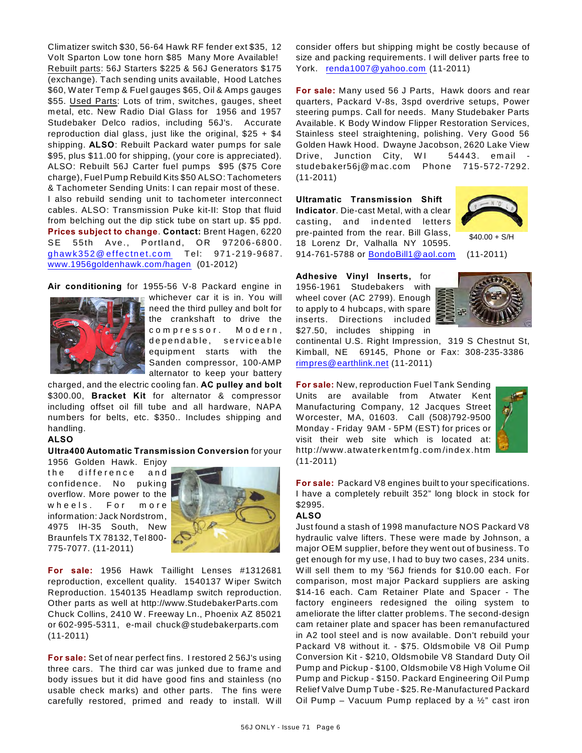Climatizer switch $30, 56-64 Hawk RF fender ext $35, 12 Volt Sparton Low tone horn $85 Many More Available! Rebuilt parts: 56J Starters $225 & 56J Generators $175 (exchange). Tach sending units available, Hood Latches $60, Water Temp & Fuel gauges $65, Oil & Amps gauges $55. Used Parts: Lots of trim, switches, gauges, sheet metal, etc. New Radio Dial Glass for 1956 and 1957 Studebaker Delco radios, including 56J's. Accurate reproduction dial glass, just like the original, $25 + $4 shipping. **ALSO**: Rebuilt Packard water pumps for sale $95, plus $11.00 for shipping, (your core is appreciated). ALSO: Rebuilt 56J Carter fuel pumps $95 ($75 Core charge), Fuel Pump Rebuild Kits $50 ALSO: Tachometers & Tachometer Sending Units: I can repair most of these. I also rebuild sending unit to tachometer interconnect cables. ALSO: Transmission Puke kit-II: Stop that fluid from belching out the dip stick tube on start up. $5 ppd. **Prices subject to change**. **Contact:** Brent Hagen, 6220 SE 55th Ave., Portland, OR 97206-6800. ghawk352@effectnet.com Tel: 971-219-9687. www.1956goldenhawk.com/hagen (01-2012)

**Air conditioning** for 1955-56 V-8 Packard engine in whichever car it is in. You will need the third pulley and bolt for the crankshaft to drive the compressor. Modern, dependable, serviceable equipment starts with the Sanden compressor, 100-AMP alternator to keep your battery charged, and the electric cooling fan. **AC pulley and bolt** $300.00, **Bracket Kit** for alternator & compressor including offset oil fill tube and all hardware, NAPA numbers for belts, etc. $350.. Includes shipping and handling.

**ALSO**

**Ultra400 Automatic Transmission Conversion** for your 1956 Golden Hawk. Enjoy the difference and confidence. No puking overflow. More power to the wheels. For more information: Jack Nordstrom, 4975 IH-35 South, New Braunfels TX 78132, Tel 800-775-7077. (11-2011)

**For sale:** 1956 Hawk Taillight Lenses #1312681 reproduction, excellent quality. 1540137 Wiper Switch Reproduction. 1540135 Headlamp switch reproduction. Other parts as well at http://www.StudebakerParts.com Chuck Collins, 2410 W. Freeway Ln., Phoenix AZ 85021 or 602-995-5311, e-mail chuck@studebakerparts.com (11-2011)

**For sale:** Set of near perfect fins. I restored 2 56J's using three cars. The third car was junked due to frame and body issues but it did have good fins and stainless (no usable check marks) and other parts. The fins were carefully restored, primed and ready to install. Will consider offers but shipping might be costly because of size and packing requirements. I will deliver parts free to York. renda1007@yahoo.com (11-2011)

**For sale:** Many used 56 J Parts, Hawk doors and rear quarters, Packard V-8s, 3spd overdrive setups, Power steering pumps. Call for needs. Many Studebaker Parts Available. K Body Window Flipper Restoration Services, Stainless steel straightening, polishing. Very Good 56 Golden Hawk Hood. Dwayne Jacobson, 2620 Lake View Drive, Junction City, WI 54443. email - studebaker56j@mac.com Phone 715-572-7292. (11-2011)

**Ultramatic Transmission Shift Indicator**. Die-cast Metal, with a clear casting, and indented letters pre-painted from the rear. Bill Glass, 18 Lorenz Dr, Valhalla NY 10595. 914-761-5788 or BondoBill1@aol.com (11-2011)

$40.00 + S/H

**Adhesive Vinyl Inserts,** for 1956-1961 Studebakers with wheel cover (AC 2799). Enough to apply to 4 hubcaps, with spare inserts. Directions included $27.50, includes shipping in continental U.S. Right Impression, 319 S Chestnut St, Kimball, NE 69145, Phone or Fax: 308-235-3386 rimpres@earthlink.net (11-2011)

**For sale:** New, reproduction Fuel Tank Sending Units are available from Atwater Kent Manufacturing Company, 12 Jacques Street Worcester, MA, 01603. Call (508)792-9500 Monday - Friday 9AM - 5PM (EST) for prices or visit their web site which is located at: http://www.atwaterkentmfg.com/index.htm (11-2011)

**For sale:** Packard V8 engines built to your specifications. I have a completely rebuilt 352" long block in stock for $2995.

**ALSO**

Just found a stash of 1998 manufacture NOS Packard V8 hydraulic valve lifters. These were made by Johnson, a major OEM supplier, before they went out of business. To get enough for my use, I had to buy two cases, 234 units. Will sell them to my '56J friends for $10.00 each. For comparison, most major Packard suppliers are asking $14-16 each. Cam Retainer Plate and Spacer - The factory engineers redesigned the oiling system to ameliorate the lifter clatter problems. The second-design cam retainer plate and spacer has been remanufactured in A2 tool steel and is now available. Don't rebuild your Packard V8 without it. - $75. Oldsmobile V8 Oil Pump Conversion Kit - $210, Oldsmobile V8 Standard Duty Oil Pump and Pickup - $100, Oldsmobile V8 High Volume Oil Pump and Pickup - $150. Packard Engineering Oil Pump Relief Valve Dump Tube - $25. Re-Manufactured Packard Oil Pump – Vacuum Pump replaced by a ½" cast iron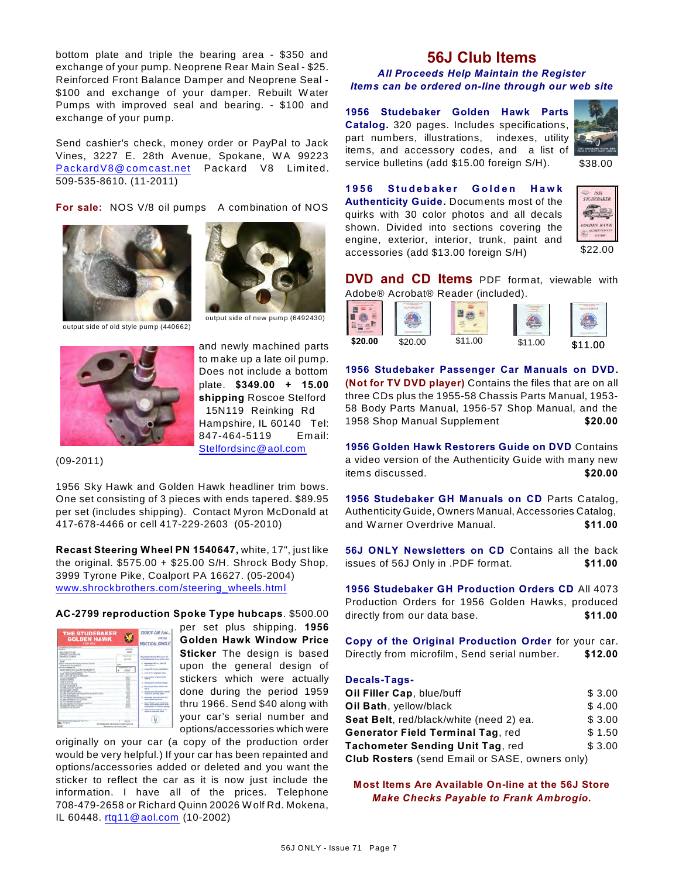bottom plate and triple the bearing area - $350 and exchange of your pump. Neoprene Rear Main Seal - $25. Reinforced Front Balance Damper and Neoprene Seal - $100 and exchange of your damper. Rebuilt Water Pumps with improved seal and bearing. - $100 and exchange of your pump.

Send cashier's check, money order or PayPal to Jack Vines, 3227 E. 28th Avenue, Spokane, WA 99223 PackardV8@comcast.net Packard V8 Limited. 509-535-8610. (11-2011)

**For sale:** NOS V/8 oil pumps A combination of NOS and newly machined parts to make up a late oil pump. Does not include a bottom plate. **$349.00 + 15.00 shipping** Roscoe Stelford 15N119 Reinking Rd Hampshire, IL 60140 Tel: 847-464-5119 Email: Stelfordsinc@aol.com (09-2011)

output side of old style pump (440662)

output side of new pump (6492430)

1956 Sky Hawk and Golden Hawk headliner trim bows. One set consisting of 3 pieces with ends tapered. $89.95 per set (includes shipping). Contact Myron McDonald at 417-678-4466 or cell 417-229-2603 (05-2010)

**Recast Steering Wheel PN 1540647,** white, 17", just like the original. $575.00 + $25.00 S/H. Shrock Body Shop, 3999 Tyrone Pike, Coalport PA 16627. (05-2004) www.shrockbrothers.com/steering_wheels.html

**AC-2799 reproduction Spoke Type hubcaps**. $500.00 per set plus shipping. **1956 Golden Hawk Window Price Sticker** The design is based upon the general design of stickers which were actually done during the period 1959 thru 1966. Send $40 along with your car's serial number and options/accessories which were originally on your car (a copy of the production order would be very helpful.) If your car has been repainted and options/accessories added or deleted and you want the sticker to reflect the car as it is now just include the information. I have all of the prices. Telephone 708-479-2658 or Richard Quinn 20026 Wolf Rd. Mokena, IL 60448. rtq11@aol.com (10-2002)

## 56J Club Items

***All Proceeds Help Maintain the Register***
***Items can be ordered on-line through our web site***

**1956 Studebaker Golden Hawk Parts Catalog.** 320 pages. Includes specifications, part numbers, illustrations, indexes, utility items, and accessory codes, and a list of service bulletins (add $15.00 foreign S/H). $38.00

**1956 Studebaker Golden Hawk Authenticity Guide.** Documents most of the quirks with 30 color photos and all decals shown. Divided into sections covering the engine, exterior, interior, trunk, paint and accessories (add $13.00 foreign S/H) $22.00

**DVD and CD Items** PDF format, viewable with Adobe® Acrobat® Reader (included).

$20.00 $20.00 $11.00 $11.00 $11.00

**1956 Studebaker Passenger Car Manuals on DVD. (Not for TV DVD player)** Contains the files that are on all three CDs plus the 1955-58 Chassis Parts Manual, 1953-58 Body Parts Manual, 1956-57 Shop Manual, and the 1958 Shop Manual Supplement **$20.00**

**1956 Golden Hawk Restorers Guide on DVD** Contains a video version of the Authenticity Guide with many new items discussed. **$20.00**

**1956 Studebaker GH Manuals on CD** Parts Catalog, Authenticity Guide, Owners Manual, Accessories Catalog, and Warner Overdrive Manual. **$11.00**

**56J ONLY Newsletters on CD** Contains all the back issues of 56J Only in .PDF format. **$11.00**

**1956 Studebaker GH Production Orders CD** All 4073 Production Orders for 1956 Golden Hawks, produced directly from our data base. **$11.00**

**Copy of the Original Production Order** for your car. Directly from microfilm, Send serial number. **$12.00**

**Decals-Tags-**

| Item | Price |
|---|---|
| **Oil Filler Cap**, blue/buff | $ 3.00 |
| **Oil Bath**, yellow/black | $ 4.00 |
| **Seat Belt**, red/black/white (need 2) ea. | $ 3.00 |
| **Generator Field Terminal Tag**, red | $ 1.50 |
| **Tachometer Sending Unit Tag**, red | $ 3.00 |

**Club Rosters** (send Email or SASE, owners only)

**Most Items Are Available On-line at the 56J Store**
***Make Checks Payable to Frank Ambrogio.***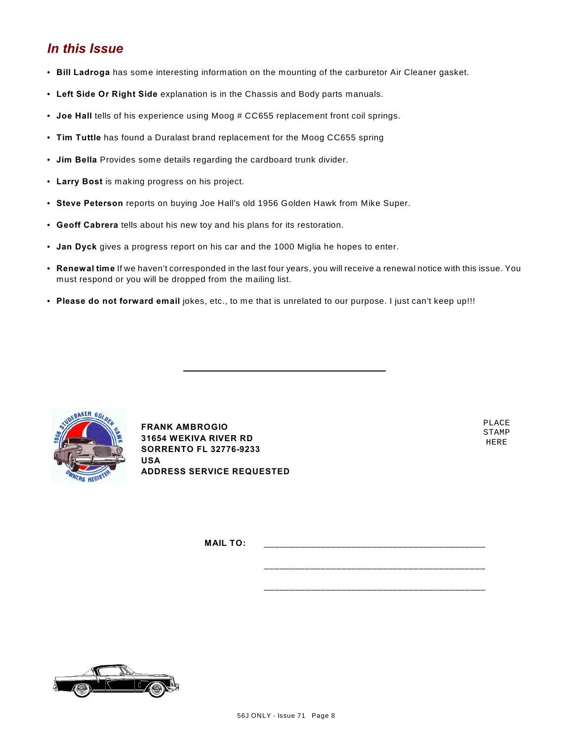## *In this Issue*

- **Bill Ladroga** has some interesting information on the mounting of the carburetor Air Cleaner gasket.
- **Left Side Or Right Side** explanation is in the Chassis and Body parts manuals.
- **Joe Hall** tells of his experience using Moog # CC655 replacement front coil springs.
- **Tim Tuttle** has found a Duralast brand replacement for the Moog CC655 spring
- **Jim Bella** Provides some details regarding the cardboard trunk divider.
- **Larry Bost** is making progress on his project.
- **Steve Peterson** reports on buying Joe Hall's old 1956 Golden Hawk from Mike Super.
- **Geoff Cabrera** tells about his new toy and his plans for its restoration.
- **Jan Dyck** gives a progress report on his car and the 1000 Miglia he hopes to enter.
- **Renewal time** If we haven't corresponded in the last four years, you will receive a renewal notice with this issue. You must respond or you will be dropped from the mailing list.
- **Please do not forward email** jokes, etc., to me that is unrelated to our purpose. I just can't keep up!!!

---

**FRANK AMBROGIO**
**31654 WEKIVA RIVER RD**
**SORRENTO FL 32776-9233**
**USA**
**ADDRESS SERVICE REQUESTED**

PLACE
STAMP
HERE

**MAIL TO:** ____________________________________________

____________________________________________

____________________________________________